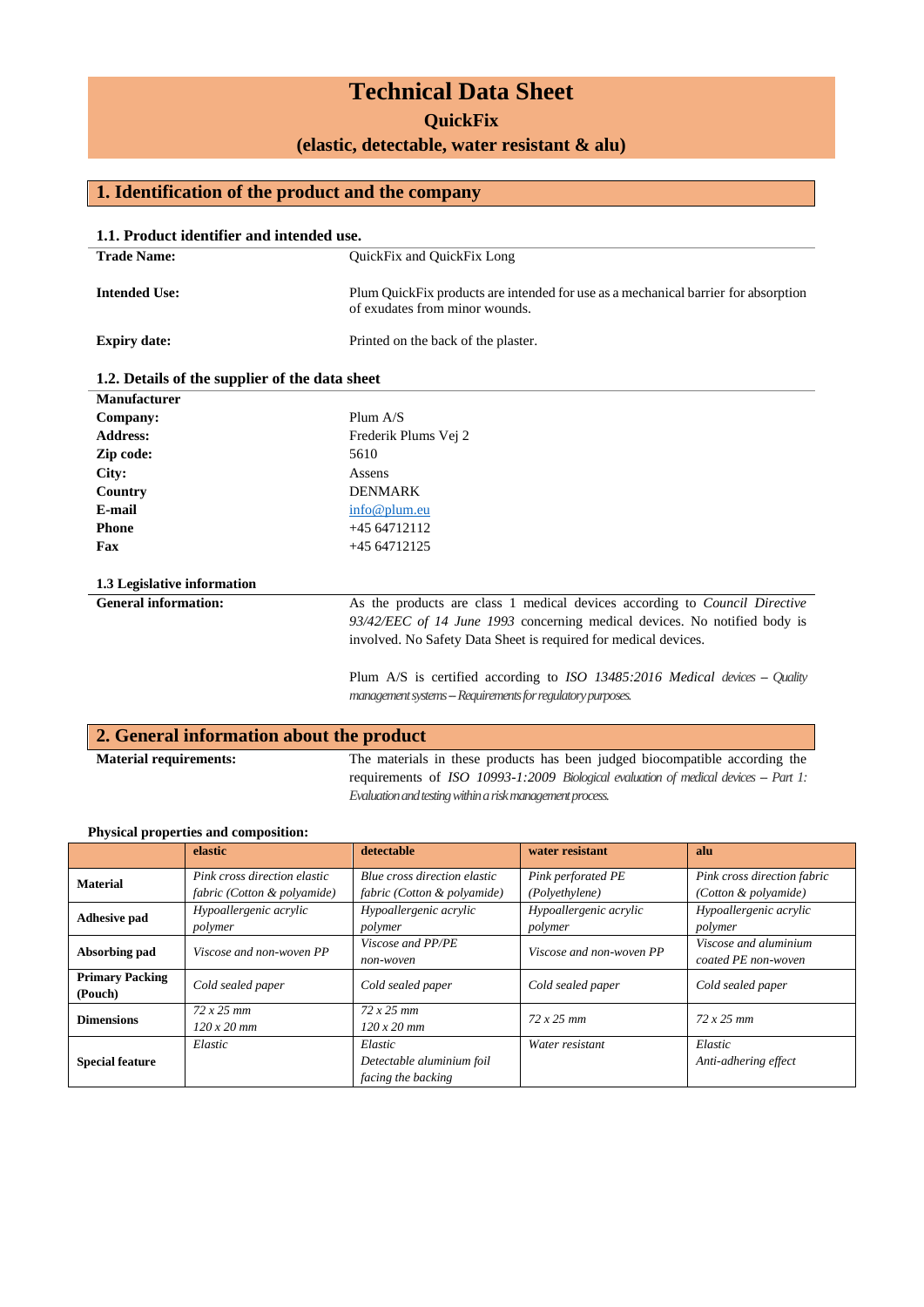# Technical Data Sheet

## QuickFix

## (elastic, detectable, water resistant & alu)

## 1. Identification of the product and the company

### 1.1. Product identifier and intended use.

**Trade Name:** QuickFix and QuickFix Long

**Intended Use:** Plum QuickFix products are intended for use as a mechanical barrier for absorption of exudates from minor wounds.

**Expiry date:** Printed on the back of the plaster.

### 1.2. Details of the supplier of the data sheet

**Manufacturer**

**Company:** Plum A/S
**Address:** Frederik Plums Vej 2
**Zip code:** 5610
**City:** Assens
**Country** DENMARK
**E-mail** info@plum.eu
**Phone** +45 64712112
**Fax** +45 64712125

### 1.3 Legislative information

**General information:** As the products are class 1 medical devices according to *Council Directive 93/42/EEC of 14 June 1993* concerning medical devices. No notified body is involved. No Safety Data Sheet is required for medical devices.

Plum A/S is certified according to *ISO 13485:2016 Medical devices – Quality management systems – Requirements for regulatory purposes.*

## 2. General information about the product

**Material requirements:** The materials in these products has been judged biocompatible according the requirements of *ISO 10993-1:2009 Biological evaluation of medical devices – Part 1: Evaluation and testing within a risk management process.*

**Physical properties and composition:**

| | **elastic** | **detectable** | **water resistant** | **alu** |
|---|---|---|---|---|
| **Material** | *Pink cross direction elastic fabric (Cotton & polyamide)* | *Blue cross direction elastic fabric (Cotton & polyamide)* | *Pink perforated PE (Polyethylene)* | *Pink cross direction fabric (Cotton & polyamide)* |
| **Adhesive pad** | *Hypoallergenic acrylic polymer* | *Hypoallergenic acrylic polymer* | *Hypoallergenic acrylic polymer* | *Hypoallergenic acrylic polymer* |
| **Absorbing pad** | *Viscose and non-woven PP* | *Viscose and PP/PE non-woven* | *Viscose and non-woven PP* | *Viscose and aluminium coated PE non-woven* |
| **Primary Packing (Pouch)** | *Cold sealed paper* | *Cold sealed paper* | *Cold sealed paper* | *Cold sealed paper* |
| **Dimensions** | *72 x 25 mm* *120 x 20 mm* | *72 x 25 mm* *120 x 20 mm* | *72 x 25 mm* | *72 x 25 mm* |
| **Special feature** | *Elastic* | *Elastic* *Detectable aluminium foil facing the backing* | *Water resistant* | *Elastic* *Anti-adhering effect* |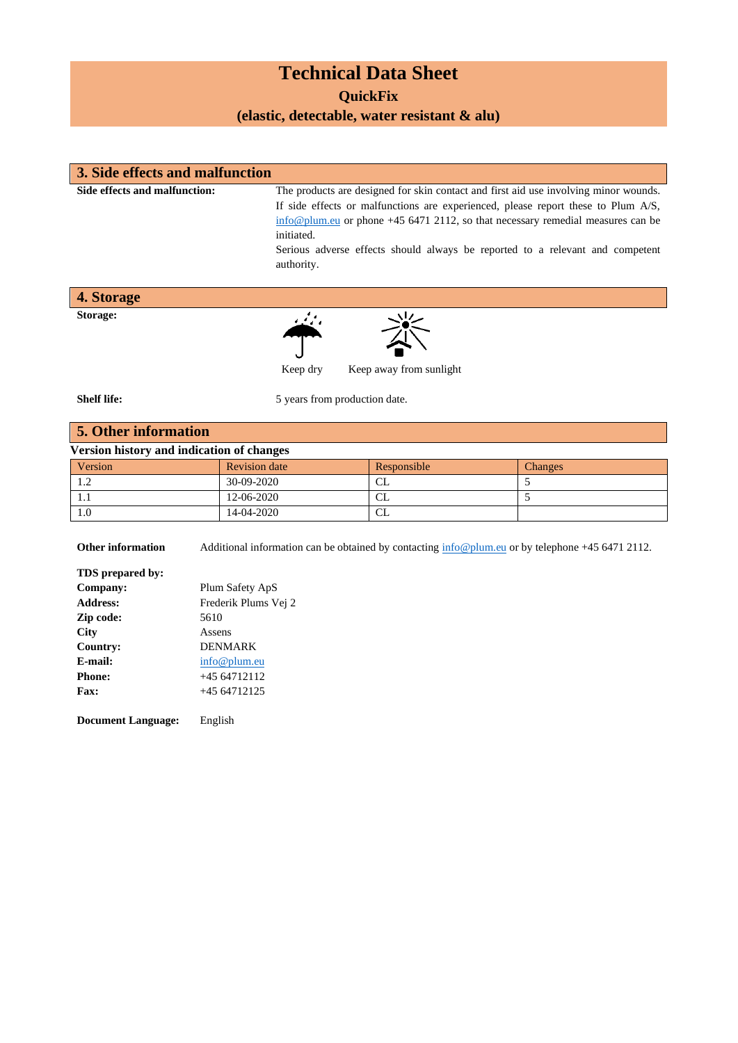# Technical Data Sheet

**QuickFix**

**(elastic, detectable, water resistant & alu)**

## 3. Side effects and malfunction

**Side effects and malfunction:** The products are designed for skin contact and first aid use involving minor wounds. If side effects or malfunctions are experienced, please report these to Plum A/S, info@plum.eu or phone +45 6471 2112, so that necessary remedial measures can be initiated.

Serious adverse effects should always be reported to a relevant and competent authority.

## 4. Storage

**Storage:**

Keep dry

Keep away from sunlight

**Shelf life:** 5 years from production date.

## 5. Other information

**Version history and indication of changes**

| Version | Revision date | Responsible | Changes |
|---|---|---|---|
| 1.2 | 30-09-2020 | CL | 5 |
| 1.1 | 12-06-2020 | CL | 5 |
| 1.0 | 14-04-2020 | CL | |

**Other information** Additional information can be obtained by contacting info@plum.eu or by telephone +45 6471 2112.

**TDS prepared by:**
**Company:** Plum Safety ApS
**Address:** Frederik Plums Vej 2
**Zip code:** 5610
**City** Assens
**Country:** DENMARK
**E-mail:** info@plum.eu
**Phone:** +45 64712112
**Fax:** +45 64712125

**Document Language:** English